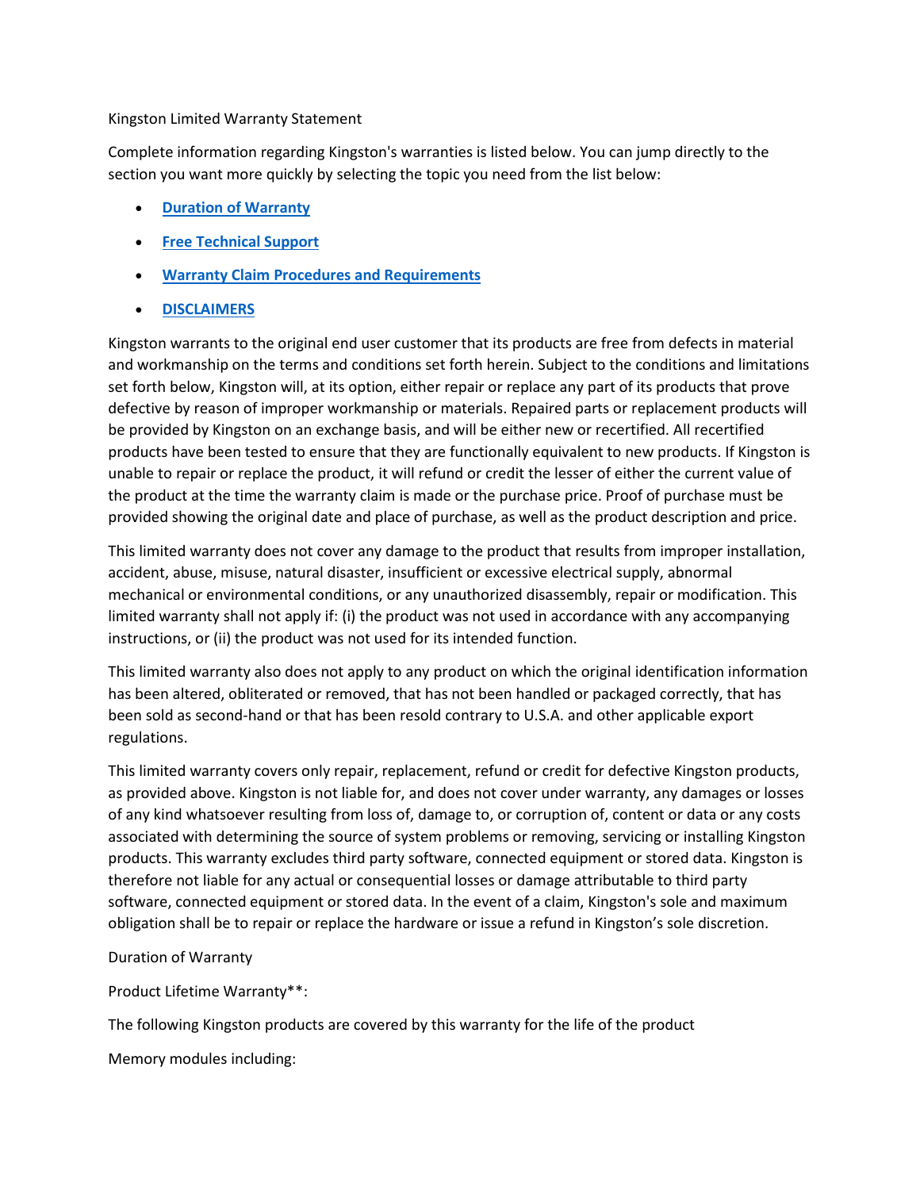# Kingston Limited Warranty Statement

Complete information regarding Kingston's warranties is listed below. You can jump directly to the section you want more quickly by selecting the topic you need from the list below:

- **Duration of Warranty**
- **Free Technical Support**
- **Warranty Claim Procedures and Requirements**
- **DISCLAIMERS**

Kingston warrants to the original end user customer that its products are free from defects in material and workmanship on the terms and conditions set forth herein. Subject to the conditions and limitations set forth below, Kingston will, at its option, either repair or replace any part of its products that prove defective by reason of improper workmanship or materials. Repaired parts or replacement products will be provided by Kingston on an exchange basis, and will be either new or recertified. All recertified products have been tested to ensure that they are functionally equivalent to new products. If Kingston is unable to repair or replace the product, it will refund or credit the lesser of either the current value of the product at the time the warranty claim is made or the purchase price. Proof of purchase must be provided showing the original date and place of purchase, as well as the product description and price.

This limited warranty does not cover any damage to the product that results from improper installation, accident, abuse, misuse, natural disaster, insufficient or excessive electrical supply, abnormal mechanical or environmental conditions, or any unauthorized disassembly, repair or modification. This limited warranty shall not apply if: (i) the product was not used in accordance with any accompanying instructions, or (ii) the product was not used for its intended function.

This limited warranty also does not apply to any product on which the original identification information has been altered, obliterated or removed, that has not been handled or packaged correctly, that has been sold as second-hand or that has been resold contrary to U.S.A. and other applicable export regulations.

This limited warranty covers only repair, replacement, refund or credit for defective Kingston products, as provided above. Kingston is not liable for, and does not cover under warranty, any damages or losses of any kind whatsoever resulting from loss of, damage to, or corruption of, content or data or any costs associated with determining the source of system problems or removing, servicing or installing Kingston products. This warranty excludes third party software, connected equipment or stored data. Kingston is therefore not liable for any actual or consequential losses or damage attributable to third party software, connected equipment or stored data. In the event of a claim, Kingston's sole and maximum obligation shall be to repair or replace the hardware or issue a refund in Kingston's sole discretion.

## Duration of Warranty

Product Lifetime Warranty**:

The following Kingston products are covered by this warranty for the life of the product

Memory modules including: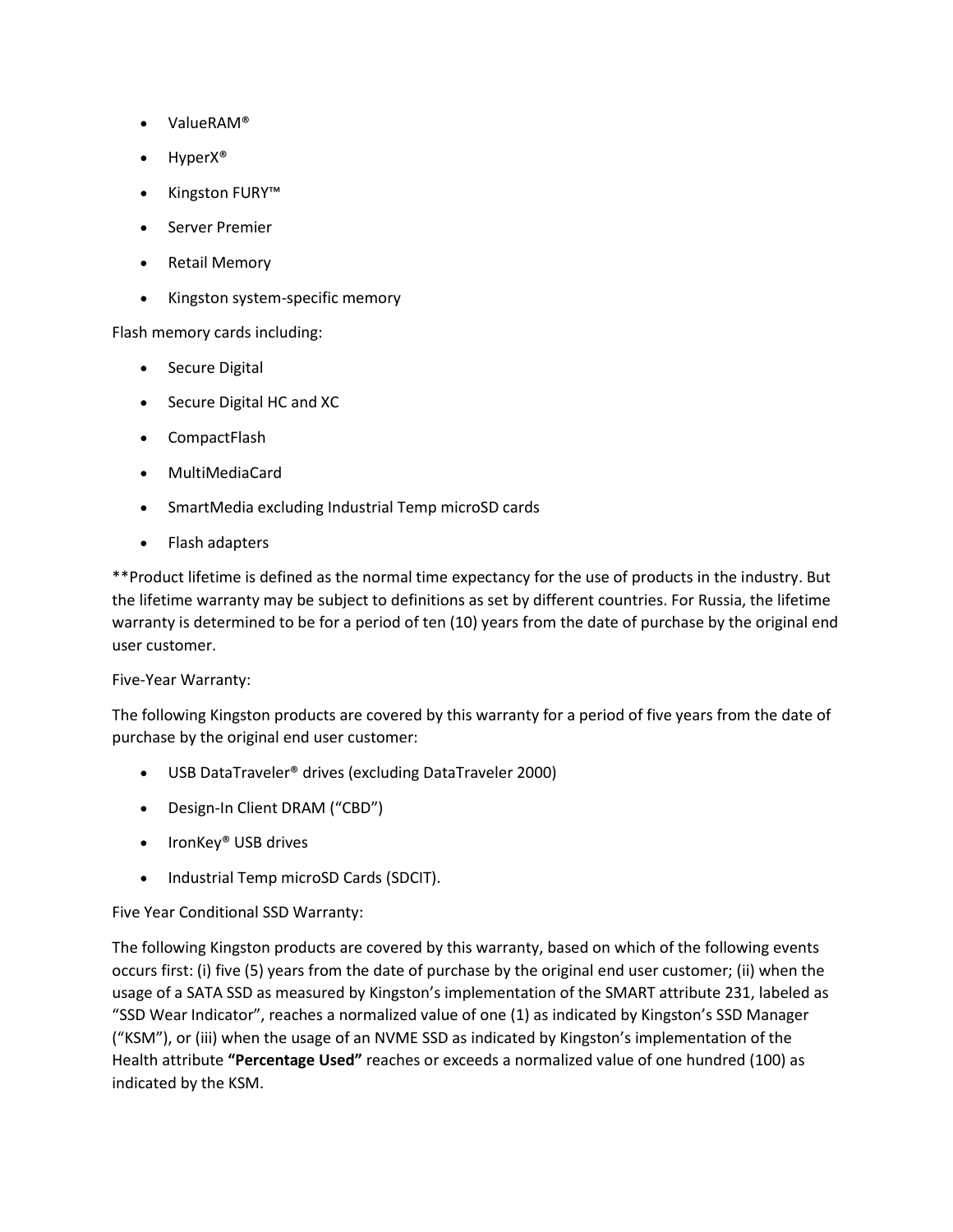- ValueRAM®
- HyperX®
- Kingston FURY™
- Server Premier
- Retail Memory
- Kingston system-specific memory

Flash memory cards including:

- Secure Digital
- Secure Digital HC and XC
- CompactFlash
- MultiMediaCard
- SmartMedia excluding Industrial Temp microSD cards
- Flash adapters

**Product lifetime is defined as the normal time expectancy for the use of products in the industry. But the lifetime warranty may be subject to definitions as set by different countries. For Russia, the lifetime warranty is determined to be for a period of ten (10) years from the date of purchase by the original end user customer.

Five-Year Warranty:

The following Kingston products are covered by this warranty for a period of five years from the date of purchase by the original end user customer:

- USB DataTraveler® drives (excluding DataTraveler 2000)
- Design-In Client DRAM ("CBD")
- IronKey® USB drives
- Industrial Temp microSD Cards (SDCIT).

Five Year Conditional SSD Warranty:

The following Kingston products are covered by this warranty, based on which of the following events occurs first: (i) five (5) years from the date of purchase by the original end user customer; (ii) when the usage of a SATA SSD as measured by Kingston's implementation of the SMART attribute 231, labeled as "SSD Wear Indicator", reaches a normalized value of one (1) as indicated by Kingston's SSD Manager ("KSM"), or (iii) when the usage of an NVME SSD as indicated by Kingston's implementation of the Health attribute **"Percentage Used"** reaches or exceeds a normalized value of one hundred (100) as indicated by the KSM.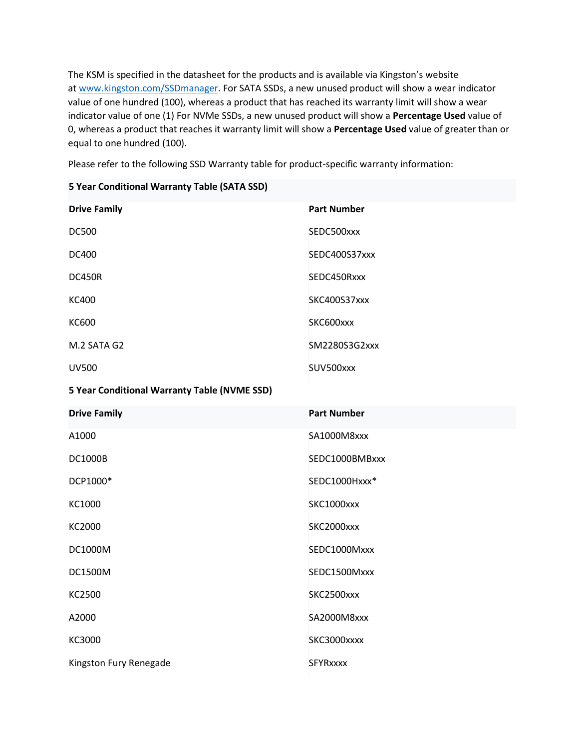The KSM is specified in the datasheet for the products and is available via Kingston's website at [www.kingston.com/SSDmanager](www.kingston.com/SSDmanager). For SATA SSDs, a new unused product will show a wear indicator value of one hundred (100), whereas a product that has reached its warranty limit will show a wear indicator value of one (1) For NVMe SSDs, a new unused product will show a **Percentage Used** value of 0, whereas a product that reaches it warranty limit will show a **Percentage Used** value of greater than or equal to one hundred (100).

Please refer to the following SSD Warranty table for product-specific warranty information:

**5 Year Conditional Warranty Table (SATA SSD)**

| Drive Family | Part Number |
|---|---|
| DC500 | SEDC500xxx |
| DC400 | SEDC400S37xxx |
| DC450R | SEDC450Rxxx |
| KC400 | SKC400S37xxx |
| KC600 | SKC600xxx |
| M.2 SATA G2 | SM2280S3G2xxx |
| UV500 | SUV500xxx |

**5 Year Conditional Warranty Table (NVME SSD)**

| Drive Family | Part Number |
|---|---|
| A1000 | SA1000M8xxx |
| DC1000B | SEDC1000BMBxxx |
| DCP1000* | SEDC1000Hxxx* |
| KC1000 | SKC1000xxx |
| KC2000 | SKC2000xxx |
| DC1000M | SEDC1000Mxxx |
| DC1500M | SEDC1500Mxxx |
| KC2500 | SKC2500xxx |
| A2000 | SA2000M8xxx |
| KC3000 | SKC3000xxxx |
| Kingston Fury Renegade | SFYRxxxx |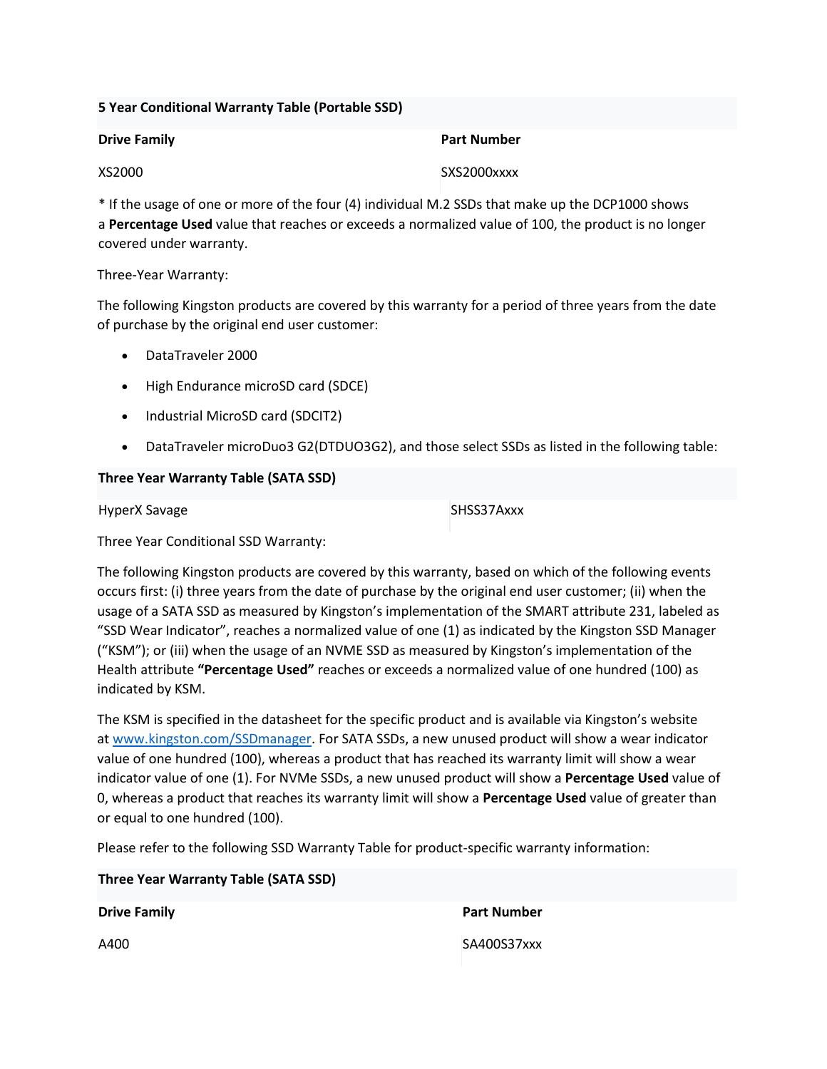| 5 Year Conditional Warranty Table (Portable SSD) | |
|---|---|
| **Drive Family** | **Part Number** |
| XS2000 | SXS2000xxxx |

* If the usage of one or more of the four (4) individual M.2 SSDs that make up the DCP1000 shows a **Percentage Used** value that reaches or exceeds a normalized value of 100, the product is no longer covered under warranty.

Three-Year Warranty:

The following Kingston products are covered by this warranty for a period of three years from the date of purchase by the original end user customer:

- DataTraveler 2000
- High Endurance microSD card (SDCE)
- Industrial MicroSD card (SDCIT2)
- DataTraveler microDuo3 G2(DTDUO3G2), and those select SSDs as listed in the following table:

| Three Year Warranty Table (SATA SSD) | |
|---|---|
| HyperX Savage | SHSS37Axxx |

Three Year Conditional SSD Warranty:

The following Kingston products are covered by this warranty, based on which of the following events occurs first: (i) three years from the date of purchase by the original end user customer; (ii) when the usage of a SATA SSD as measured by Kingston's implementation of the SMART attribute 231, labeled as "SSD Wear Indicator", reaches a normalized value of one (1) as indicated by the Kingston SSD Manager ("KSM"); or (iii) when the usage of an NVME SSD as measured by Kingston's implementation of the Health attribute **"Percentage Used"** reaches or exceeds a normalized value of one hundred (100) as indicated by KSM.

The KSM is specified in the datasheet for the specific product and is available via Kingston's website at [www.kingston.com/SSDmanager](www.kingston.com/SSDmanager). For SATA SSDs, a new unused product will show a wear indicator value of one hundred (100), whereas a product that has reached its warranty limit will show a wear indicator value of one (1). For NVMe SSDs, a new unused product will show a **Percentage Used** value of 0, whereas a product that reaches its warranty limit will show a **Percentage Used** value of greater than or equal to one hundred (100).

Please refer to the following SSD Warranty Table for product-specific warranty information:

| Three Year Warranty Table (SATA SSD) | |
|---|---|
| **Drive Family** | **Part Number** |
| A400 | SA400S37xxx |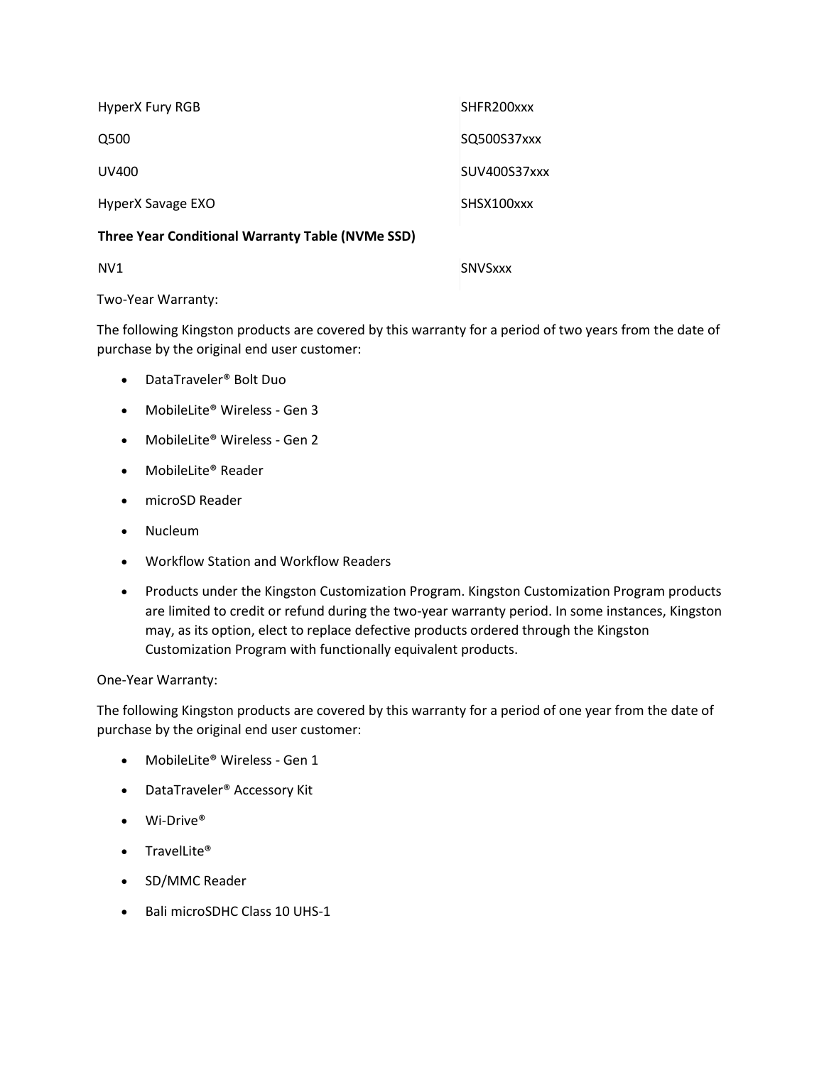| | |
|---|---|
| HyperX Fury RGB | SHFR200xxx |
| Q500 | SQ500S37xxx |
| UV400 | SUV400S37xxx |
| HyperX Savage EXO | SHSX100xxx |

**Three Year Conditional Warranty Table (NVMe SSD)**

| | |
|---|---|
| NV1 | SNVSxxx |

Two-Year Warranty:

The following Kingston products are covered by this warranty for a period of two years from the date of purchase by the original end user customer:

- DataTraveler® Bolt Duo
- MobileLite® Wireless - Gen 3
- MobileLite® Wireless - Gen 2
- MobileLite® Reader
- microSD Reader
- Nucleum
- Workflow Station and Workflow Readers
- Products under the Kingston Customization Program. Kingston Customization Program products are limited to credit or refund during the two-year warranty period. In some instances, Kingston may, as its option, elect to replace defective products ordered through the Kingston Customization Program with functionally equivalent products.

One-Year Warranty:

The following Kingston products are covered by this warranty for a period of one year from the date of purchase by the original end user customer:

- MobileLite® Wireless - Gen 1
- DataTraveler® Accessory Kit
- Wi-Drive®
- TravelLite®
- SD/MMC Reader
- Bali microSDHC Class 10 UHS-1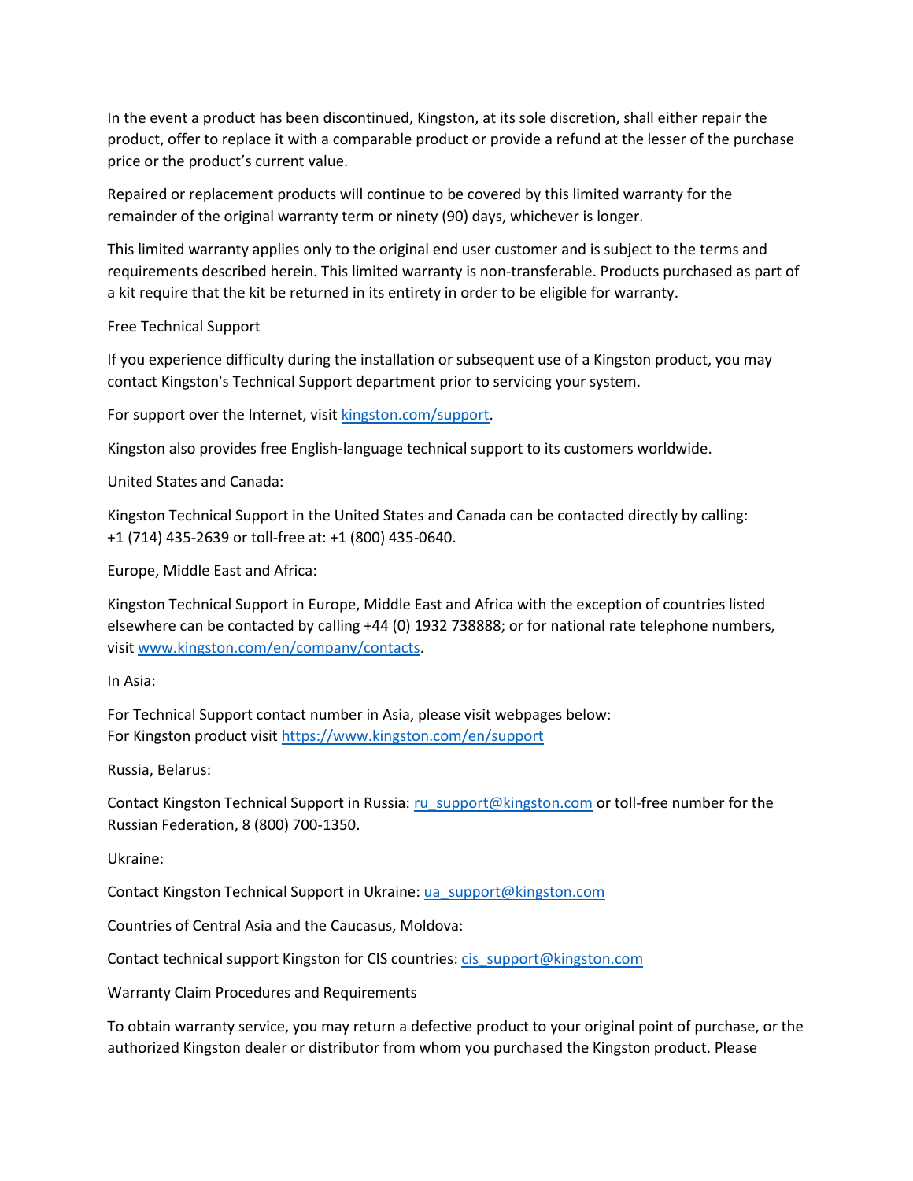In the event a product has been discontinued, Kingston, at its sole discretion, shall either repair the product, offer to replace it with a comparable product or provide a refund at the lesser of the purchase price or the product's current value.

Repaired or replacement products will continue to be covered by this limited warranty for the remainder of the original warranty term or ninety (90) days, whichever is longer.

This limited warranty applies only to the original end user customer and is subject to the terms and requirements described herein. This limited warranty is non-transferable. Products purchased as part of a kit require that the kit be returned in its entirety in order to be eligible for warranty.

Free Technical Support

If you experience difficulty during the installation or subsequent use of a Kingston product, you may contact Kingston's Technical Support department prior to servicing your system.

For support over the Internet, visit [kingston.com/support](kingston.com/support).

Kingston also provides free English-language technical support to its customers worldwide.

United States and Canada:

Kingston Technical Support in the United States and Canada can be contacted directly by calling: +1 (714) 435-2639 or toll-free at: +1 (800) 435-0640.

Europe, Middle East and Africa:

Kingston Technical Support in Europe, Middle East and Africa with the exception of countries listed elsewhere can be contacted by calling +44 (0) 1932 738888; or for national rate telephone numbers, visit [www.kingston.com/en/company/contacts](www.kingston.com/en/company/contacts).

In Asia:

For Technical Support contact number in Asia, please visit webpages below:
For Kingston product visit [https://www.kingston.com/en/support](https://www.kingston.com/en/support)

Russia, Belarus:

Contact Kingston Technical Support in Russia: ru_support@kingston.com or toll-free number for the Russian Federation, 8 (800) 700-1350.

Ukraine:

Contact Kingston Technical Support in Ukraine: ua_support@kingston.com

Countries of Central Asia and the Caucasus, Moldova:

Contact technical support Kingston for CIS countries: cis_support@kingston.com

Warranty Claim Procedures and Requirements

To obtain warranty service, you may return a defective product to your original point of purchase, or the authorized Kingston dealer or distributor from whom you purchased the Kingston product. Please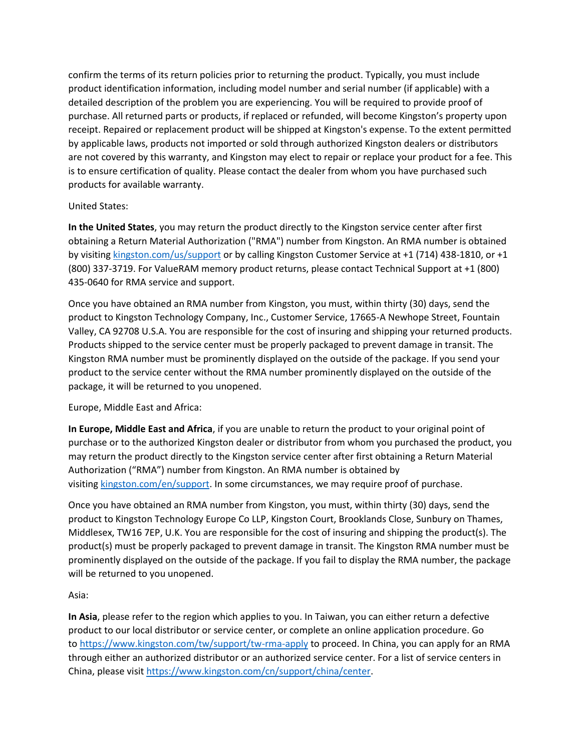confirm the terms of its return policies prior to returning the product. Typically, you must include product identification information, including model number and serial number (if applicable) with a detailed description of the problem you are experiencing. You will be required to provide proof of purchase. All returned parts or products, if replaced or refunded, will become Kingston's property upon receipt. Repaired or replacement product will be shipped at Kingston's expense. To the extent permitted by applicable laws, products not imported or sold through authorized Kingston dealers or distributors are not covered by this warranty, and Kingston may elect to repair or replace your product for a fee. This is to ensure certification of quality. Please contact the dealer from whom you have purchased such products for available warranty.

United States:

**In the United States**, you may return the product directly to the Kingston service center after first obtaining a Return Material Authorization ("RMA") number from Kingston. An RMA number is obtained by visiting [kingston.com/us/support](kingston.com/us/support) or by calling Kingston Customer Service at +1 (714) 438-1810, or +1 (800) 337-3719. For ValueRAM memory product returns, please contact Technical Support at +1 (800) 435-0640 for RMA service and support.

Once you have obtained an RMA number from Kingston, you must, within thirty (30) days, send the product to Kingston Technology Company, Inc., Customer Service, 17665-A Newhope Street, Fountain Valley, CA 92708 U.S.A. You are responsible for the cost of insuring and shipping your returned products. Products shipped to the service center must be properly packaged to prevent damage in transit. The Kingston RMA number must be prominently displayed on the outside of the package. If you send your product to the service center without the RMA number prominently displayed on the outside of the package, it will be returned to you unopened.

Europe, Middle East and Africa:

**In Europe, Middle East and Africa**, if you are unable to return the product to your original point of purchase or to the authorized Kingston dealer or distributor from whom you purchased the product, you may return the product directly to the Kingston service center after first obtaining a Return Material Authorization ("RMA") number from Kingston. An RMA number is obtained by visiting [kingston.com/en/support](kingston.com/en/support). In some circumstances, we may require proof of purchase.

Once you have obtained an RMA number from Kingston, you must, within thirty (30) days, send the product to Kingston Technology Europe Co LLP, Kingston Court, Brooklands Close, Sunbury on Thames, Middlesex, TW16 7EP, U.K. You are responsible for the cost of insuring and shipping the product(s). The product(s) must be properly packaged to prevent damage in transit. The Kingston RMA number must be prominently displayed on the outside of the package. If you fail to display the RMA number, the package will be returned to you unopened.

Asia:

**In Asia**, please refer to the region which applies to you. In Taiwan, you can either return a defective product to our local distributor or service center, or complete an online application procedure. Go to [https://www.kingston.com/tw/support/tw-rma-apply](https://www.kingston.com/tw/support/tw-rma-apply) to proceed. In China, you can apply for an RMA through either an authorized distributor or an authorized service center. For a list of service centers in China, please visit [https://www.kingston.com/cn/support/china/center](https://www.kingston.com/cn/support/china/center).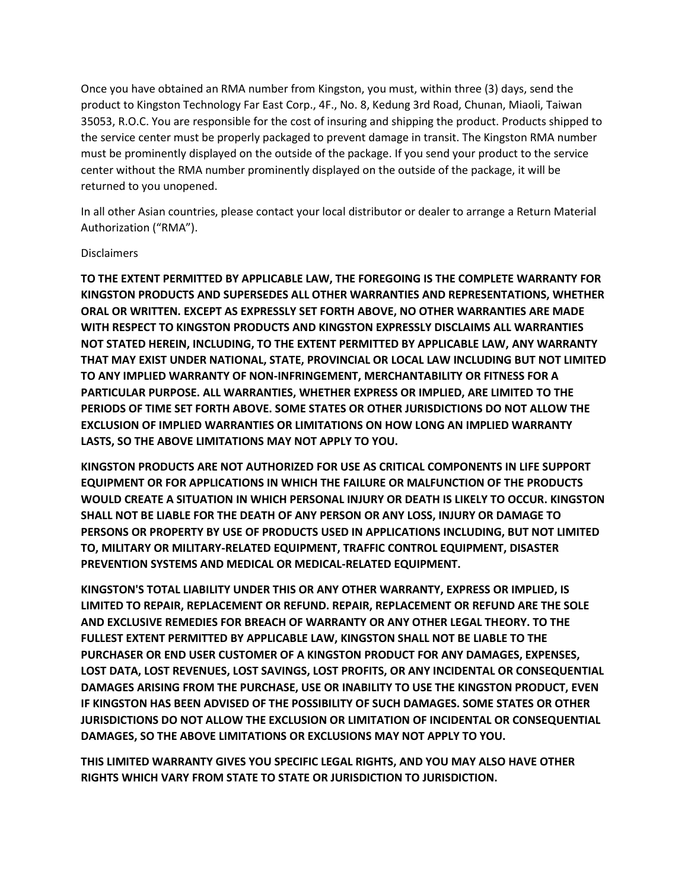Once you have obtained an RMA number from Kingston, you must, within three (3) days, send the product to Kingston Technology Far East Corp., 4F., No. 8, Kedung 3rd Road, Chunan, Miaoli, Taiwan 35053, R.O.C. You are responsible for the cost of insuring and shipping the product. Products shipped to the service center must be properly packaged to prevent damage in transit. The Kingston RMA number must be prominently displayed on the outside of the package. If you send your product to the service center without the RMA number prominently displayed on the outside of the package, it will be returned to you unopened.

In all other Asian countries, please contact your local distributor or dealer to arrange a Return Material Authorization ("RMA").

Disclaimers

**TO THE EXTENT PERMITTED BY APPLICABLE LAW, THE FOREGOING IS THE COMPLETE WARRANTY FOR KINGSTON PRODUCTS AND SUPERSEDES ALL OTHER WARRANTIES AND REPRESENTATIONS, WHETHER ORAL OR WRITTEN. EXCEPT AS EXPRESSLY SET FORTH ABOVE, NO OTHER WARRANTIES ARE MADE WITH RESPECT TO KINGSTON PRODUCTS AND KINGSTON EXPRESSLY DISCLAIMS ALL WARRANTIES NOT STATED HEREIN, INCLUDING, TO THE EXTENT PERMITTED BY APPLICABLE LAW, ANY WARRANTY THAT MAY EXIST UNDER NATIONAL, STATE, PROVINCIAL OR LOCAL LAW INCLUDING BUT NOT LIMITED TO ANY IMPLIED WARRANTY OF NON-INFRINGEMENT, MERCHANTABILITY OR FITNESS FOR A PARTICULAR PURPOSE. ALL WARRANTIES, WHETHER EXPRESS OR IMPLIED, ARE LIMITED TO THE PERIODS OF TIME SET FORTH ABOVE. SOME STATES OR OTHER JURISDICTIONS DO NOT ALLOW THE EXCLUSION OF IMPLIED WARRANTIES OR LIMITATIONS ON HOW LONG AN IMPLIED WARRANTY LASTS, SO THE ABOVE LIMITATIONS MAY NOT APPLY TO YOU.**

**KINGSTON PRODUCTS ARE NOT AUTHORIZED FOR USE AS CRITICAL COMPONENTS IN LIFE SUPPORT EQUIPMENT OR FOR APPLICATIONS IN WHICH THE FAILURE OR MALFUNCTION OF THE PRODUCTS WOULD CREATE A SITUATION IN WHICH PERSONAL INJURY OR DEATH IS LIKELY TO OCCUR. KINGSTON SHALL NOT BE LIABLE FOR THE DEATH OF ANY PERSON OR ANY LOSS, INJURY OR DAMAGE TO PERSONS OR PROPERTY BY USE OF PRODUCTS USED IN APPLICATIONS INCLUDING, BUT NOT LIMITED TO, MILITARY OR MILITARY-RELATED EQUIPMENT, TRAFFIC CONTROL EQUIPMENT, DISASTER PREVENTION SYSTEMS AND MEDICAL OR MEDICAL-RELATED EQUIPMENT.**

**KINGSTON'S TOTAL LIABILITY UNDER THIS OR ANY OTHER WARRANTY, EXPRESS OR IMPLIED, IS LIMITED TO REPAIR, REPLACEMENT OR REFUND. REPAIR, REPLACEMENT OR REFUND ARE THE SOLE AND EXCLUSIVE REMEDIES FOR BREACH OF WARRANTY OR ANY OTHER LEGAL THEORY. TO THE FULLEST EXTENT PERMITTED BY APPLICABLE LAW, KINGSTON SHALL NOT BE LIABLE TO THE PURCHASER OR END USER CUSTOMER OF A KINGSTON PRODUCT FOR ANY DAMAGES, EXPENSES, LOST DATA, LOST REVENUES, LOST SAVINGS, LOST PROFITS, OR ANY INCIDENTAL OR CONSEQUENTIAL DAMAGES ARISING FROM THE PURCHASE, USE OR INABILITY TO USE THE KINGSTON PRODUCT, EVEN IF KINGSTON HAS BEEN ADVISED OF THE POSSIBILITY OF SUCH DAMAGES. SOME STATES OR OTHER JURISDICTIONS DO NOT ALLOW THE EXCLUSION OR LIMITATION OF INCIDENTAL OR CONSEQUENTIAL DAMAGES, SO THE ABOVE LIMITATIONS OR EXCLUSIONS MAY NOT APPLY TO YOU.**

**THIS LIMITED WARRANTY GIVES YOU SPECIFIC LEGAL RIGHTS, AND YOU MAY ALSO HAVE OTHER RIGHTS WHICH VARY FROM STATE TO STATE OR JURISDICTION TO JURISDICTION.**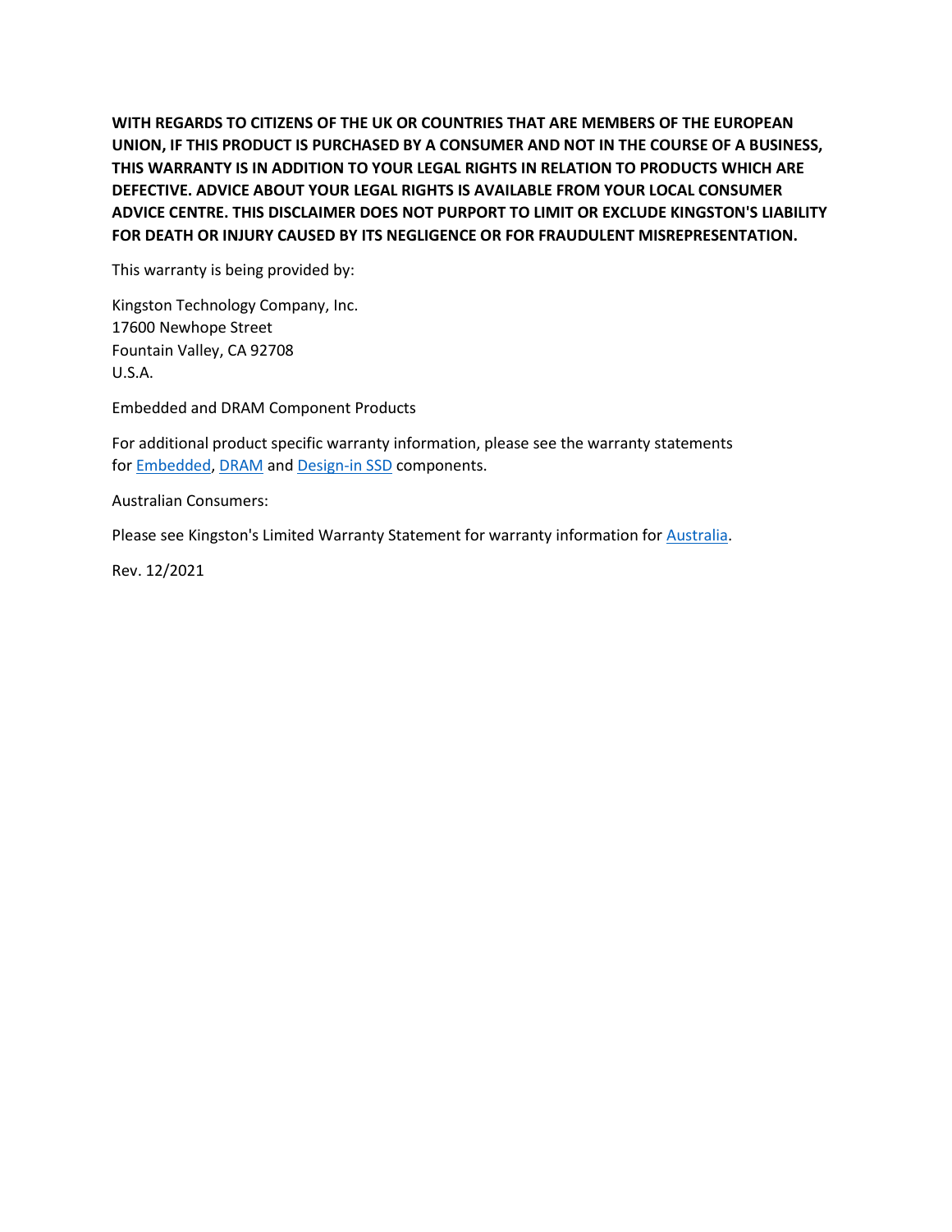**WITH REGARDS TO CITIZENS OF THE UK OR COUNTRIES THAT ARE MEMBERS OF THE EUROPEAN UNION, IF THIS PRODUCT IS PURCHASED BY A CONSUMER AND NOT IN THE COURSE OF A BUSINESS, THIS WARRANTY IS IN ADDITION TO YOUR LEGAL RIGHTS IN RELATION TO PRODUCTS WHICH ARE DEFECTIVE. ADVICE ABOUT YOUR LEGAL RIGHTS IS AVAILABLE FROM YOUR LOCAL CONSUMER ADVICE CENTRE. THIS DISCLAIMER DOES NOT PURPORT TO LIMIT OR EXCLUDE KINGSTON'S LIABILITY FOR DEATH OR INJURY CAUSED BY ITS NEGLIGENCE OR FOR FRAUDULENT MISREPRESENTATION.**

This warranty is being provided by:

Kingston Technology Company, Inc.
17600 Newhope Street
Fountain Valley, CA 92708
U.S.A.

Embedded and DRAM Component Products

For additional product specific warranty information, please see the warranty statements for Embedded, DRAM and Design-in SSD components.

Australian Consumers:

Please see Kingston's Limited Warranty Statement for warranty information for Australia.

Rev. 12/2021